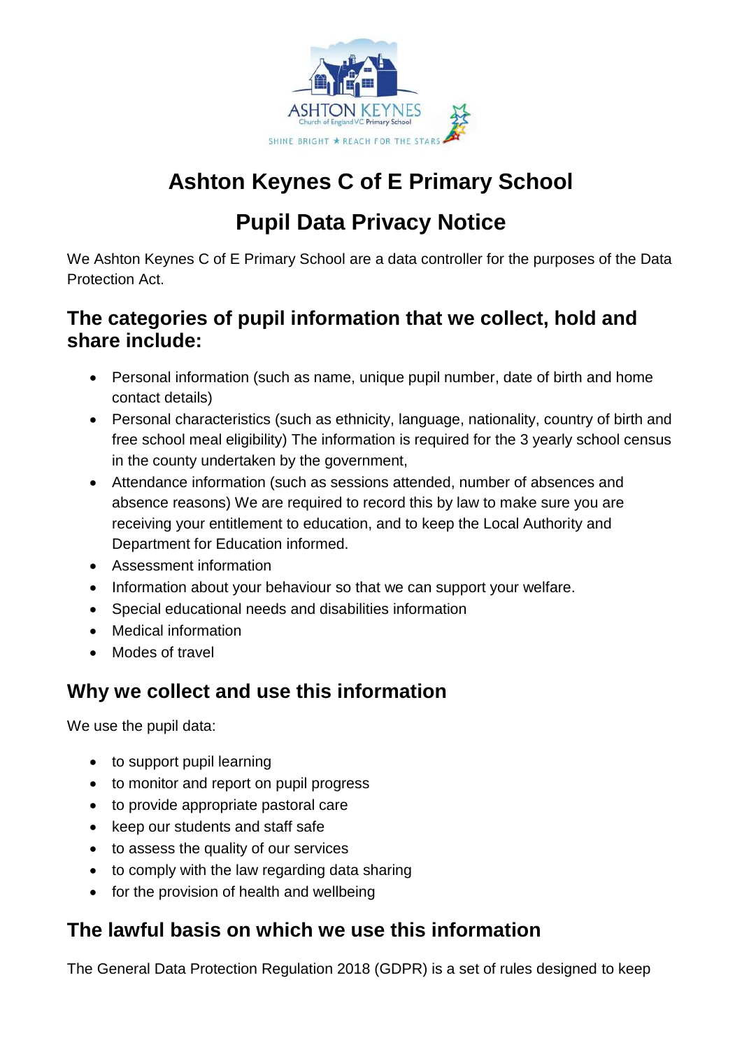# Ashton Keynes C of E Primary School

# Pupil Data Privacy Notice

We Ashton Keynes C of E Primary School are a data controller for the purposes of the Data Protection Act.

## The categories of pupil information that we collect, hold and share include:

- Personal information (such as name, unique pupil number, date of birth and home contact details)
- Personal characteristics (such as ethnicity, language, nationality, country of birth and free school meal eligibility) The information is required for the 3 yearly school census in the county undertaken by the government,
- Attendance information (such as sessions attended, number of absences and absence reasons) We are required to record this by law to make sure you are receiving your entitlement to education, and to keep the Local Authority and Department for Education informed.
- Assessment information
- Information about your behaviour so that we can support your welfare.
- Special educational needs and disabilities information
- Medical information
- Modes of travel

## Why we collect and use this information

We use the pupil data:

- to support pupil learning
- to monitor and report on pupil progress
- to provide appropriate pastoral care
- keep our students and staff safe
- to assess the quality of our services
- to comply with the law regarding data sharing
- for the provision of health and wellbeing

## The lawful basis on which we use this information

The General Data Protection Regulation 2018 (GDPR) is a set of rules designed to keep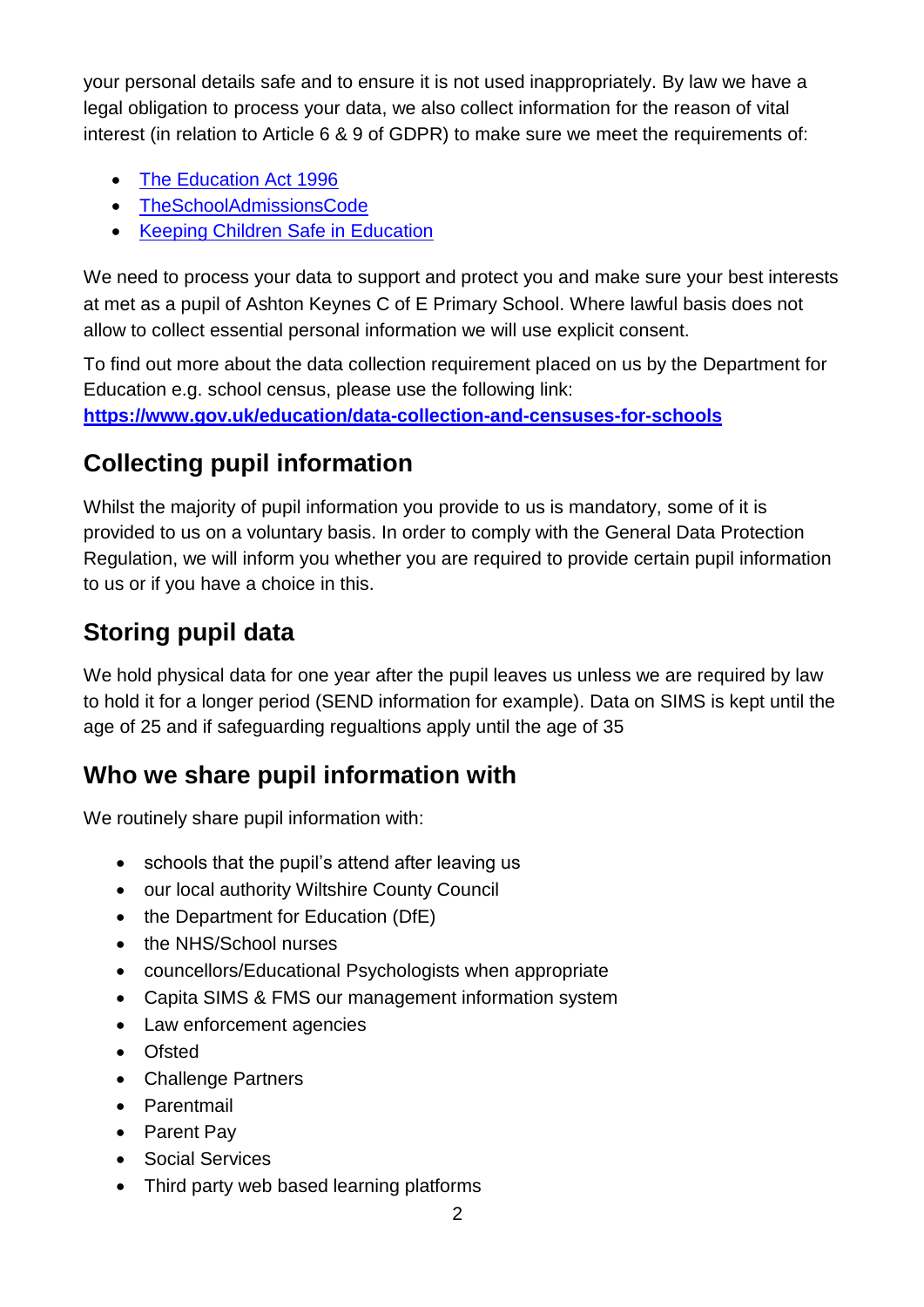your personal details safe and to ensure it is not used inappropriately. By law we have a legal obligation to process your data, we also collect information for the reason of vital interest (in relation to Article 6 & 9 of GDPR) to make sure we meet the requirements of:

- The Education Act 1996
- TheSchoolAdmissionsCode
- Keeping Children Safe in Education

We need to process your data to support and protect you and make sure your best interests at met as a pupil of Ashton Keynes C of E Primary School. Where lawful basis does not allow to collect essential personal information we will use explicit consent.

To find out more about the data collection requirement placed on us by the Department for Education e.g. school census, please use the following link:
**https://www.gov.uk/education/data-collection-and-censuses-for-schools**

## Collecting pupil information

Whilst the majority of pupil information you provide to us is mandatory, some of it is provided to us on a voluntary basis. In order to comply with the General Data Protection Regulation, we will inform you whether you are required to provide certain pupil information to us or if you have a choice in this.

## Storing pupil data

We hold physical data for one year after the pupil leaves us unless we are required by law to hold it for a longer period (SEND information for example). Data on SIMS is kept until the age of 25 and if safeguarding regualtions apply until the age of 35

## Who we share pupil information with

We routinely share pupil information with:

- schools that the pupil's attend after leaving us
- our local authority Wiltshire County Council
- the Department for Education (DfE)
- the NHS/School nurses
- councellors/Educational Psychologists when appropriate
- Capita SIMS & FMS our management information system
- Law enforcement agencies
- Ofsted
- Challenge Partners
- Parentmail
- Parent Pay
- Social Services
- Third party web based learning platforms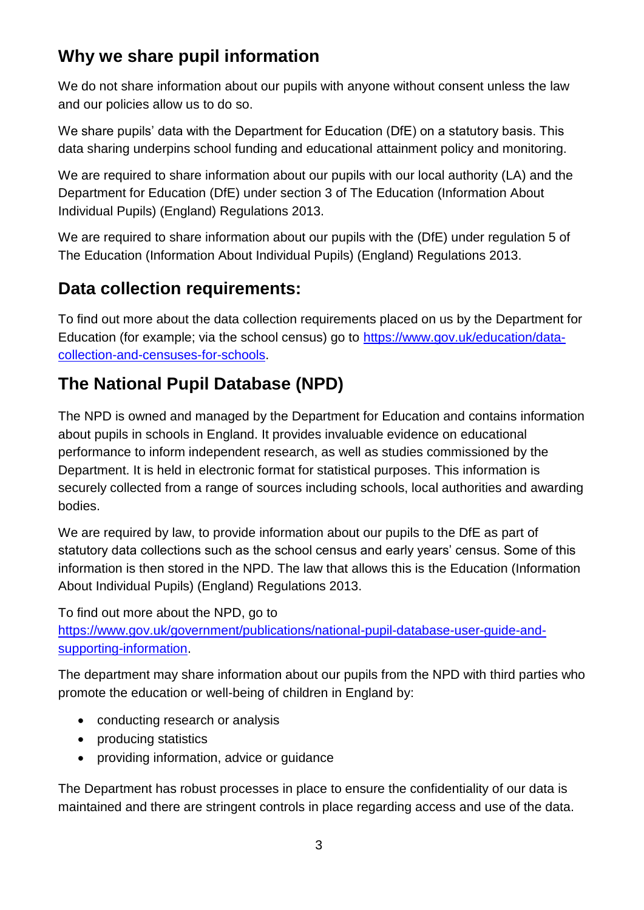## Why we share pupil information

We do not share information about our pupils with anyone without consent unless the law and our policies allow us to do so.

We share pupils' data with the Department for Education (DfE) on a statutory basis. This data sharing underpins school funding and educational attainment policy and monitoring.

We are required to share information about our pupils with our local authority (LA) and the Department for Education (DfE) under section 3 of The Education (Information About Individual Pupils) (England) Regulations 2013.

We are required to share information about our pupils with the (DfE) under regulation 5 of The Education (Information About Individual Pupils) (England) Regulations 2013.

## Data collection requirements:

To find out more about the data collection requirements placed on us by the Department for Education (for example; via the school census) go to [https://www.gov.uk/education/data-collection-and-censuses-for-schools](https://www.gov.uk/education/data-collection-and-censuses-for-schools).

## The National Pupil Database (NPD)

The NPD is owned and managed by the Department for Education and contains information about pupils in schools in England. It provides invaluable evidence on educational performance to inform independent research, as well as studies commissioned by the Department. It is held in electronic format for statistical purposes. This information is securely collected from a range of sources including schools, local authorities and awarding bodies.

We are required by law, to provide information about our pupils to the DfE as part of statutory data collections such as the school census and early years' census. Some of this information is then stored in the NPD. The law that allows this is the Education (Information About Individual Pupils) (England) Regulations 2013.

To find out more about the NPD, go to [https://www.gov.uk/government/publications/national-pupil-database-user-guide-and-supporting-information](https://www.gov.uk/government/publications/national-pupil-database-user-guide-and-supporting-information).

The department may share information about our pupils from the NPD with third parties who promote the education or well-being of children in England by:

- conducting research or analysis
- producing statistics
- providing information, advice or guidance

The Department has robust processes in place to ensure the confidentiality of our data is maintained and there are stringent controls in place regarding access and use of the data.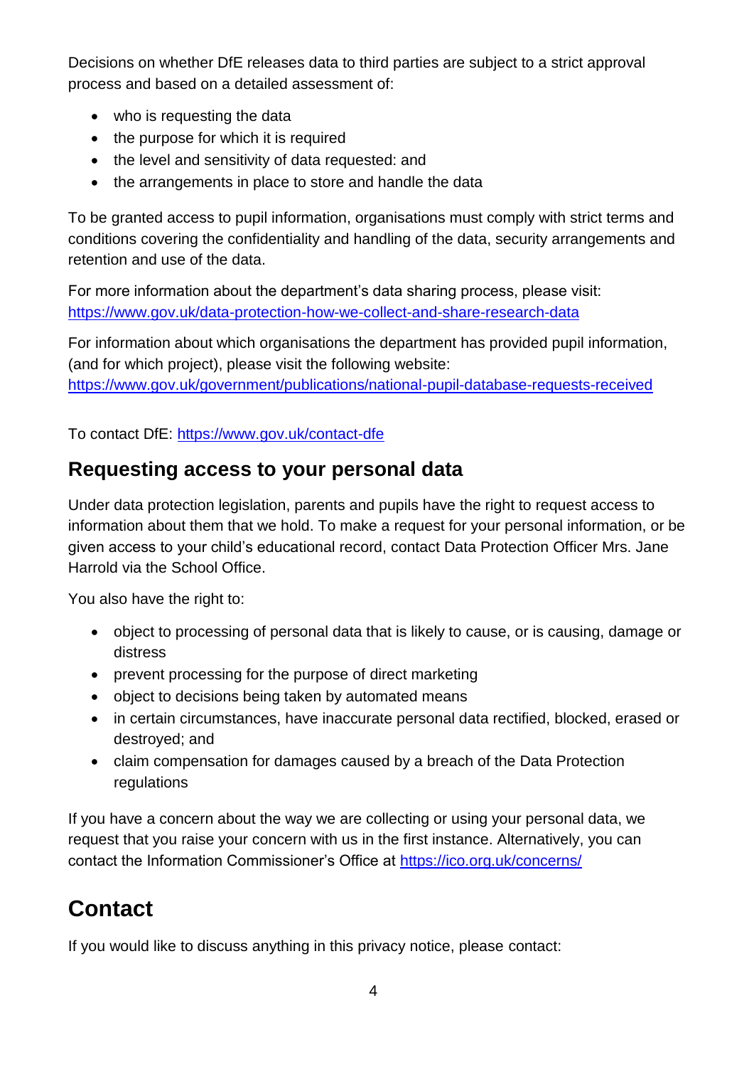Decisions on whether DfE releases data to third parties are subject to a strict approval process and based on a detailed assessment of:

- who is requesting the data
- the purpose for which it is required
- the level and sensitivity of data requested: and
- the arrangements in place to store and handle the data

To be granted access to pupil information, organisations must comply with strict terms and conditions covering the confidentiality and handling of the data, security arrangements and retention and use of the data.

For more information about the department's data sharing process, please visit: [https://www.gov.uk/data-protection-how-we-collect-and-share-research-data](https://www.gov.uk/data-protection-how-we-collect-and-share-research-data)

For information about which organisations the department has provided pupil information, (and for which project), please visit the following website: [https://www.gov.uk/government/publications/national-pupil-database-requests-received](https://www.gov.uk/government/publications/national-pupil-database-requests-received)

To contact DfE: [https://www.gov.uk/contact-dfe](https://www.gov.uk/contact-dfe)

## Requesting access to your personal data

Under data protection legislation, parents and pupils have the right to request access to information about them that we hold. To make a request for your personal information, or be given access to your child's educational record, contact Data Protection Officer Mrs. Jane Harrold via the School Office.

You also have the right to:

- object to processing of personal data that is likely to cause, or is causing, damage or distress
- prevent processing for the purpose of direct marketing
- object to decisions being taken by automated means
- in certain circumstances, have inaccurate personal data rectified, blocked, erased or destroyed; and
- claim compensation for damages caused by a breach of the Data Protection regulations

If you have a concern about the way we are collecting or using your personal data, we request that you raise your concern with us in the first instance. Alternatively, you can contact the Information Commissioner's Office at [https://ico.org.uk/concerns/](https://ico.org.uk/concerns/)

# Contact

If you would like to discuss anything in this privacy notice, please contact: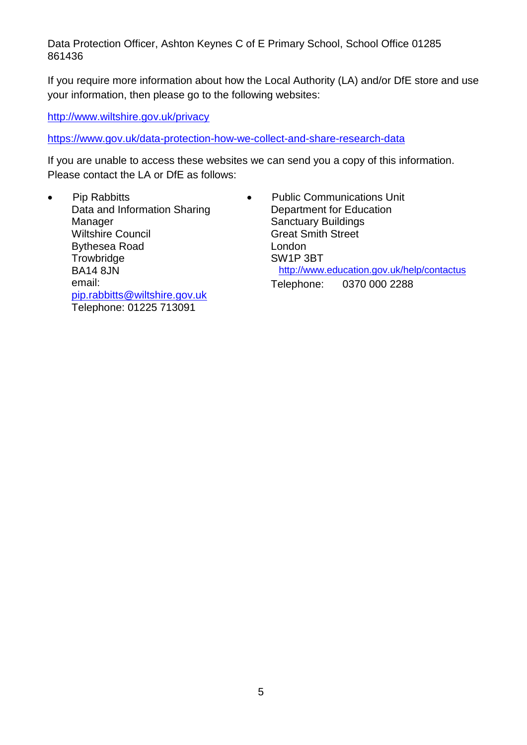Data Protection Officer, Ashton Keynes C of E Primary School, School Office 01285 861436

If you require more information about how the Local Authority (LA) and/or DfE store and use your information, then please go to the following websites:

http://www.wiltshire.gov.uk/privacy

https://www.gov.uk/data-protection-how-we-collect-and-share-research-data

If you are unable to access these websites we can send you a copy of this information. Please contact the LA or DfE as follows:

- Pip Rabbitts
  Data and Information Sharing Manager
  Wiltshire Council
  Bythesea Road
  Trowbridge
  BA14 8JN
  email: pip.rabbitts@wiltshire.gov.uk
  Telephone: 01225 713091

- Public Communications Unit
  Department for Education
  Sanctuary Buildings
  Great Smith Street
  London
  SW1P 3BT
  http://www.education.gov.uk/help/contactus
  Telephone: 0370 000 2288